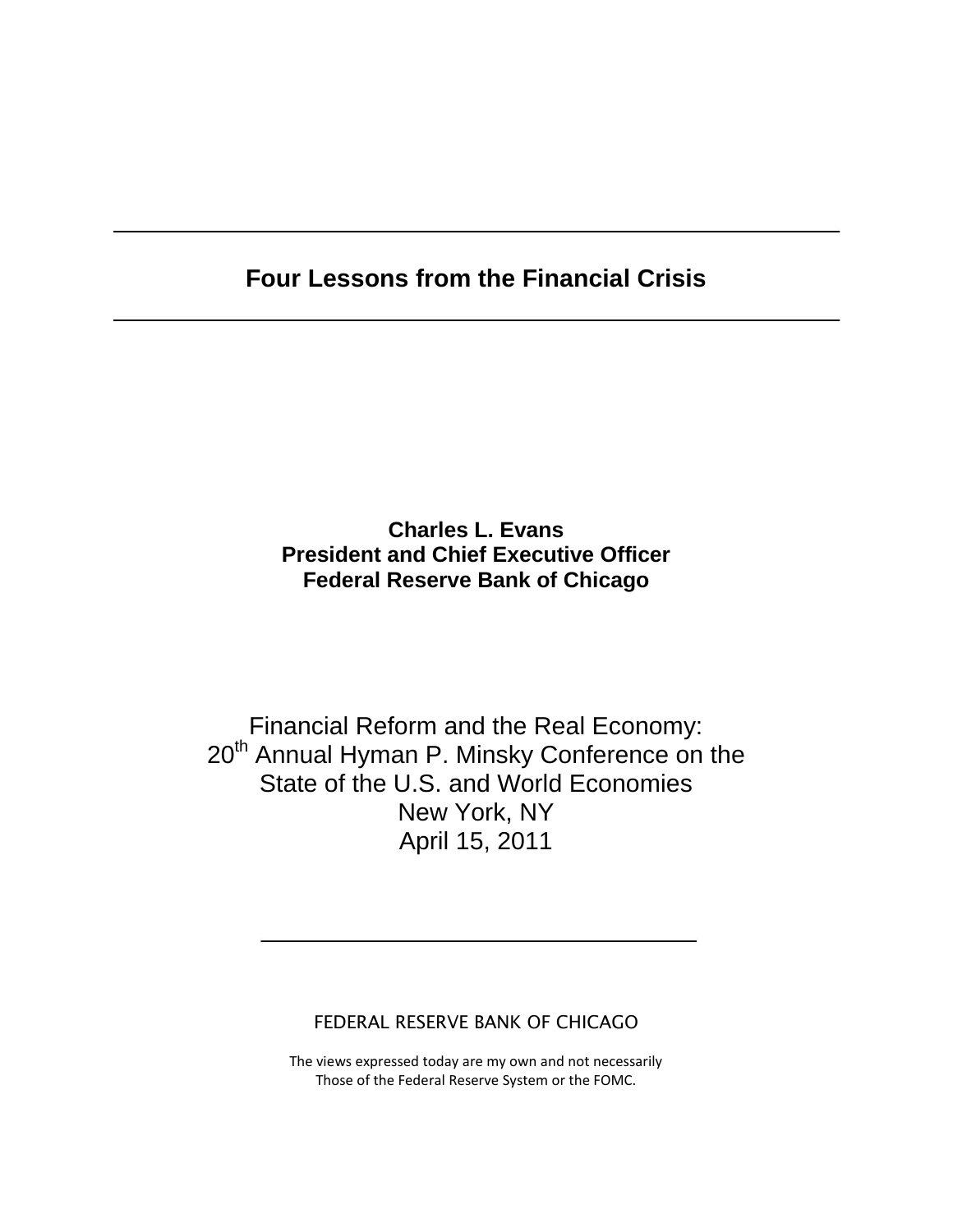# Four Lessons from the Financial Crisis

**Charles L. Evans**
**President and Chief Executive Officer**
**Federal Reserve Bank of Chicago**

Financial Reform and the Real Economy:
20th Annual Hyman P. Minsky Conference on the
State of the U.S. and World Economies
New York, NY
April 15, 2011

FEDERAL RESERVE BANK OF CHICAGO

The views expressed today are my own and not necessarily
Those of the Federal Reserve System or the FOMC.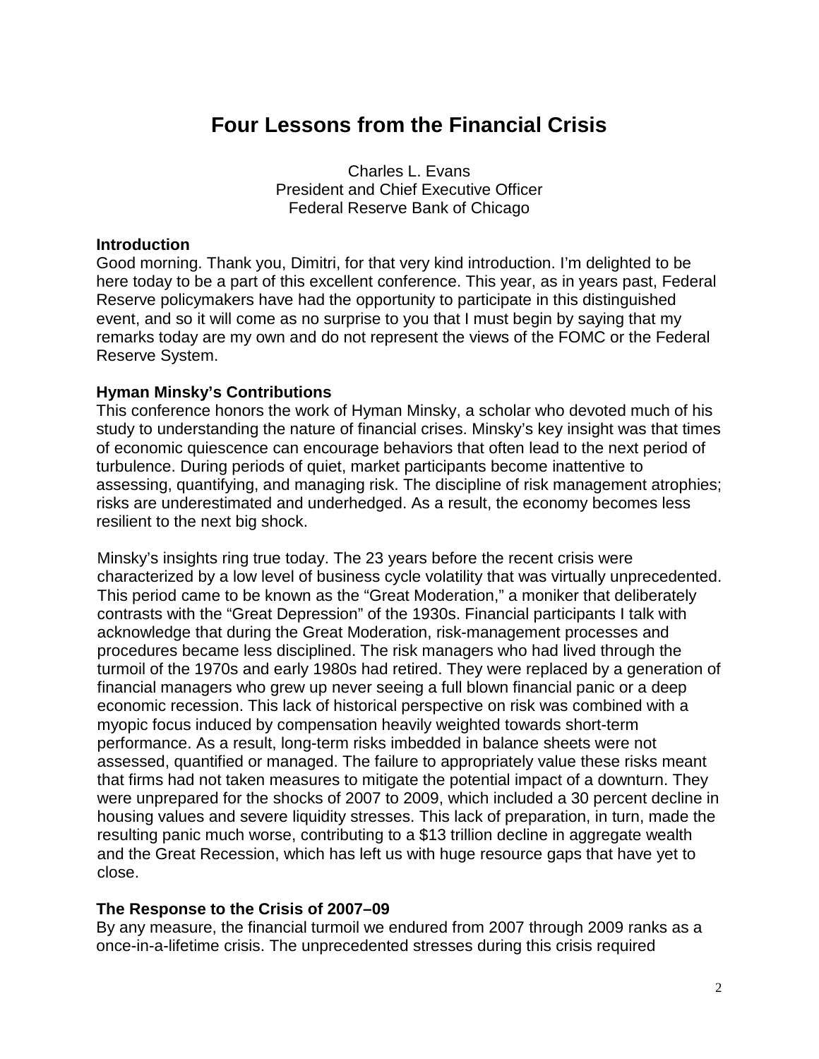# Four Lessons from the Financial Crisis

Charles L. Evans
President and Chief Executive Officer
Federal Reserve Bank of Chicago

### Introduction

Good morning. Thank you, Dimitri, for that very kind introduction. I'm delighted to be here today to be a part of this excellent conference. This year, as in years past, Federal Reserve policymakers have had the opportunity to participate in this distinguished event, and so it will come as no surprise to you that I must begin by saying that my remarks today are my own and do not represent the views of the FOMC or the Federal Reserve System.

### Hyman Minsky's Contributions

This conference honors the work of Hyman Minsky, a scholar who devoted much of his study to understanding the nature of financial crises. Minsky's key insight was that times of economic quiescence can encourage behaviors that often lead to the next period of turbulence. During periods of quiet, market participants become inattentive to assessing, quantifying, and managing risk. The discipline of risk management atrophies; risks are underestimated and underhedged. As a result, the economy becomes less resilient to the next big shock.

Minsky's insights ring true today. The 23 years before the recent crisis were characterized by a low level of business cycle volatility that was virtually unprecedented. This period came to be known as the "Great Moderation," a moniker that deliberately contrasts with the "Great Depression" of the 1930s. Financial participants I talk with acknowledge that during the Great Moderation, risk-management processes and procedures became less disciplined. The risk managers who had lived through the turmoil of the 1970s and early 1980s had retired. They were replaced by a generation of financial managers who grew up never seeing a full blown financial panic or a deep economic recession. This lack of historical perspective on risk was combined with a myopic focus induced by compensation heavily weighted towards short-term performance. As a result, long-term risks imbedded in balance sheets were not assessed, quantified or managed. The failure to appropriately value these risks meant that firms had not taken measures to mitigate the potential impact of a downturn. They were unprepared for the shocks of 2007 to 2009, which included a 30 percent decline in housing values and severe liquidity stresses. This lack of preparation, in turn, made the resulting panic much worse, contributing to a $13 trillion decline in aggregate wealth and the Great Recession, which has left us with huge resource gaps that have yet to close.

### The Response to the Crisis of 2007–09

By any measure, the financial turmoil we endured from 2007 through 2009 ranks as a once-in-a-lifetime crisis. The unprecedented stresses during this crisis required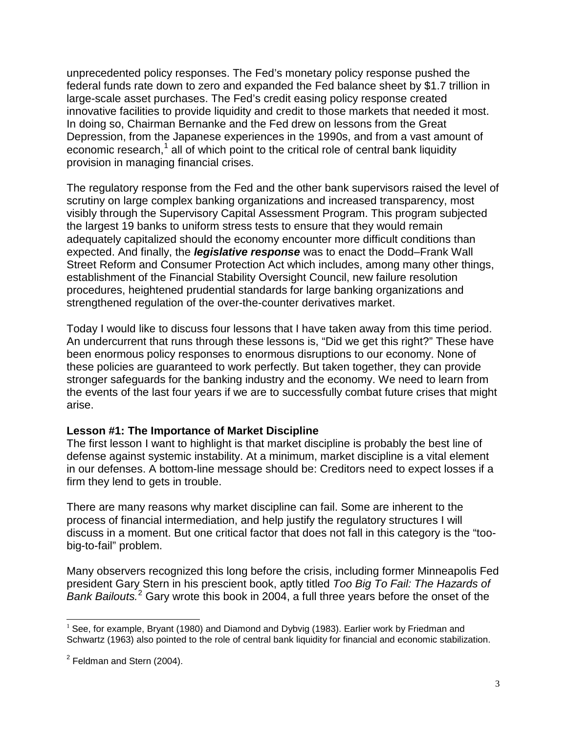unprecedented policy responses. The Fed's monetary policy response pushed the federal funds rate down to zero and expanded the Fed balance sheet by $1.7 trillion in large-scale asset purchases. The Fed's credit easing policy response created innovative facilities to provide liquidity and credit to those markets that needed it most. In doing so, Chairman Bernanke and the Fed drew on lessons from the Great Depression, from the Japanese experiences in the 1990s, and from a vast amount of economic research,[1] all of which point to the critical role of central bank liquidity provision in managing financial crises.

The regulatory response from the Fed and the other bank supervisors raised the level of scrutiny on large complex banking organizations and increased transparency, most visibly through the Supervisory Capital Assessment Program. This program subjected the largest 19 banks to uniform stress tests to ensure that they would remain adequately capitalized should the economy encounter more difficult conditions than expected. And finally, the ***legislative response*** was to enact the Dodd–Frank Wall Street Reform and Consumer Protection Act which includes, among many other things, establishment of the Financial Stability Oversight Council, new failure resolution procedures, heightened prudential standards for large banking organizations and strengthened regulation of the over-the-counter derivatives market.

Today I would like to discuss four lessons that I have taken away from this time period. An undercurrent that runs through these lessons is, "Did we get this right?" These have been enormous policy responses to enormous disruptions to our economy. None of these policies are guaranteed to work perfectly. But taken together, they can provide stronger safeguards for the banking industry and the economy. We need to learn from the events of the last four years if we are to successfully combat future crises that might arise.

**Lesson #1: The Importance of Market Discipline**

The first lesson I want to highlight is that market discipline is probably the best line of defense against systemic instability. At a minimum, market discipline is a vital element in our defenses. A bottom-line message should be: Creditors need to expect losses if a firm they lend to gets in trouble.

There are many reasons why market discipline can fail. Some are inherent to the process of financial intermediation, and help justify the regulatory structures I will discuss in a moment. But one critical factor that does not fall in this category is the "too-big-to-fail" problem.

Many observers recognized this long before the crisis, including former Minneapolis Fed president Gary Stern in his prescient book, aptly titled *Too Big To Fail: The Hazards of Bank Bailouts.*[2] Gary wrote this book in 2004, a full three years before the onset of the

[1] See, for example, Bryant (1980) and Diamond and Dybvig (1983). Earlier work by Friedman and Schwartz (1963) also pointed to the role of central bank liquidity for financial and economic stabilization.

[2] Feldman and Stern (2004).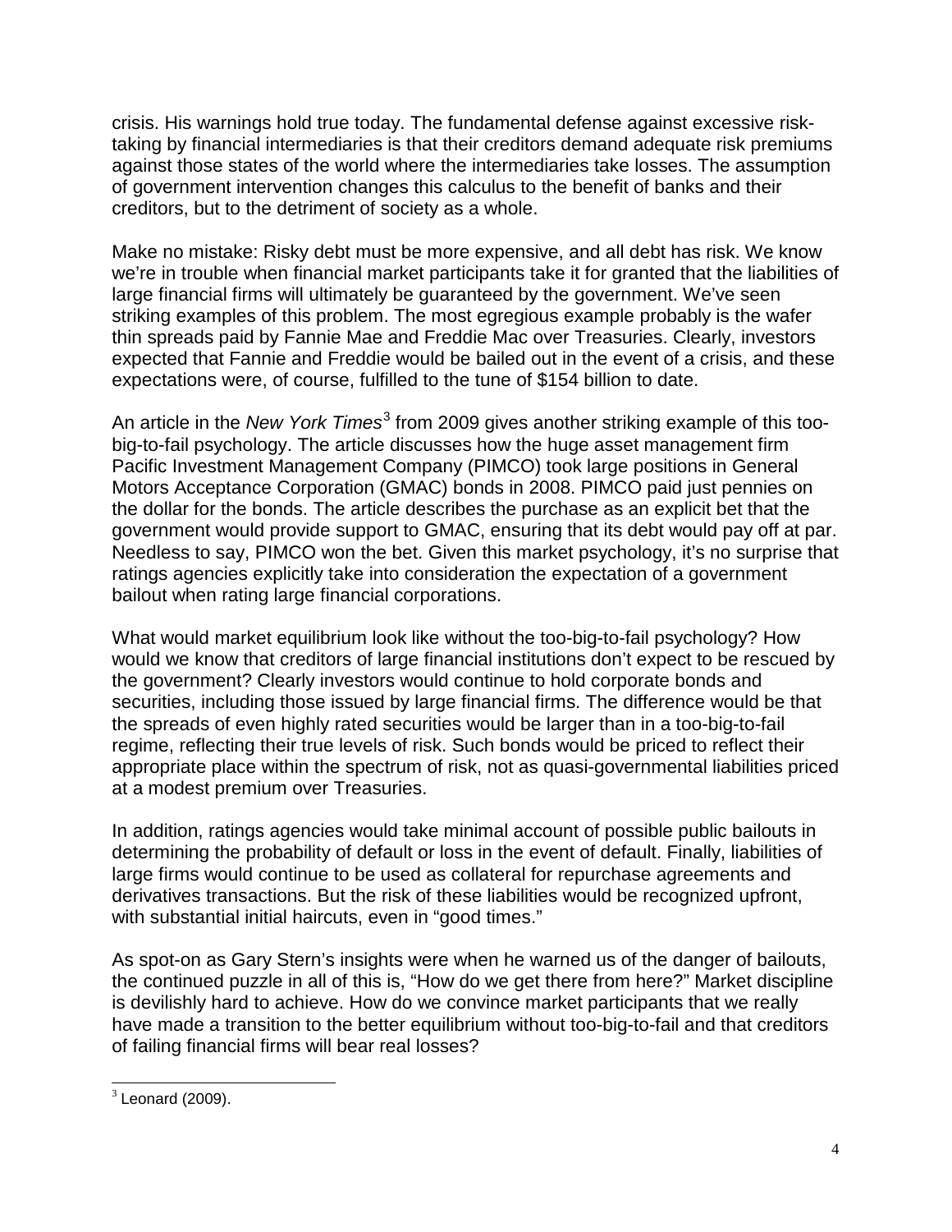crisis. His warnings hold true today. The fundamental defense against excessive risk-taking by financial intermediaries is that their creditors demand adequate risk premiums against those states of the world where the intermediaries take losses. The assumption of government intervention changes this calculus to the benefit of banks and their creditors, but to the detriment of society as a whole.

Make no mistake: Risky debt must be more expensive, and all debt has risk. We know we're in trouble when financial market participants take it for granted that the liabilities of large financial firms will ultimately be guaranteed by the government. We've seen striking examples of this problem. The most egregious example probably is the wafer thin spreads paid by Fannie Mae and Freddie Mac over Treasuries. Clearly, investors expected that Fannie and Freddie would be bailed out in the event of a crisis, and these expectations were, of course, fulfilled to the tune of \$154 billion to date.

An article in the *New York Times*[3] from 2009 gives another striking example of this too-big-to-fail psychology. The article discusses how the huge asset management firm Pacific Investment Management Company (PIMCO) took large positions in General Motors Acceptance Corporation (GMAC) bonds in 2008. PIMCO paid just pennies on the dollar for the bonds. The article describes the purchase as an explicit bet that the government would provide support to GMAC, ensuring that its debt would pay off at par. Needless to say, PIMCO won the bet. Given this market psychology, it's no surprise that ratings agencies explicitly take into consideration the expectation of a government bailout when rating large financial corporations.

What would market equilibrium look like without the too-big-to-fail psychology? How would we know that creditors of large financial institutions don't expect to be rescued by the government? Clearly investors would continue to hold corporate bonds and securities, including those issued by large financial firms. The difference would be that the spreads of even highly rated securities would be larger than in a too-big-to-fail regime, reflecting their true levels of risk. Such bonds would be priced to reflect their appropriate place within the spectrum of risk, not as quasi-governmental liabilities priced at a modest premium over Treasuries.

In addition, ratings agencies would take minimal account of possible public bailouts in determining the probability of default or loss in the event of default. Finally, liabilities of large firms would continue to be used as collateral for repurchase agreements and derivatives transactions. But the risk of these liabilities would be recognized upfront, with substantial initial haircuts, even in "good times."

As spot-on as Gary Stern's insights were when he warned us of the danger of bailouts, the continued puzzle in all of this is, "How do we get there from here?" Market discipline is devilishly hard to achieve. How do we convince market participants that we really have made a transition to the better equilibrium without too-big-to-fail and that creditors of failing financial firms will bear real losses?

[3] Leonard (2009).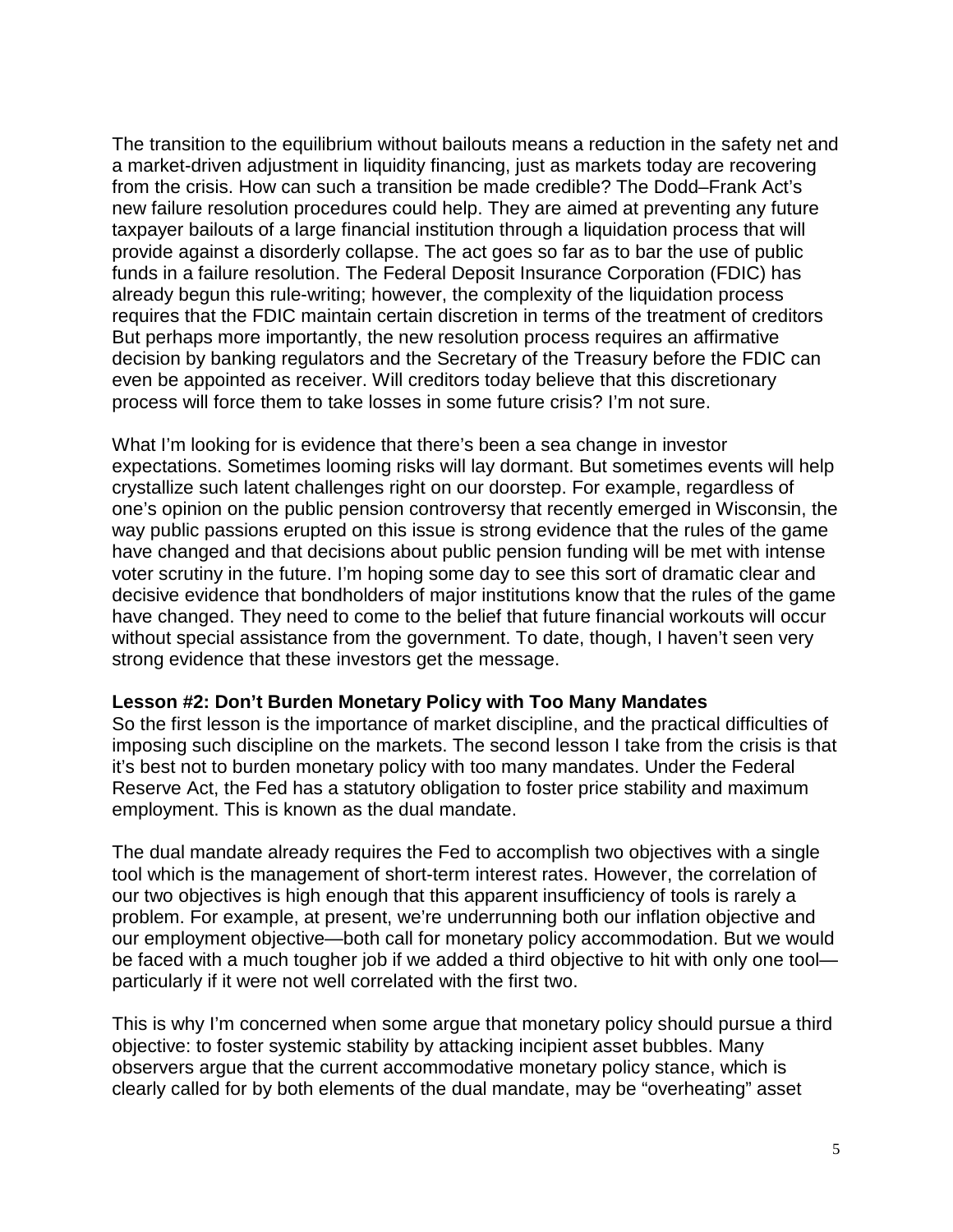The transition to the equilibrium without bailouts means a reduction in the safety net and a market-driven adjustment in liquidity financing, just as markets today are recovering from the crisis. How can such a transition be made credible? The Dodd–Frank Act's new failure resolution procedures could help. They are aimed at preventing any future taxpayer bailouts of a large financial institution through a liquidation process that will provide against a disorderly collapse. The act goes so far as to bar the use of public funds in a failure resolution. The Federal Deposit Insurance Corporation (FDIC) has already begun this rule-writing; however, the complexity of the liquidation process requires that the FDIC maintain certain discretion in terms of the treatment of creditors But perhaps more importantly, the new resolution process requires an affirmative decision by banking regulators and the Secretary of the Treasury before the FDIC can even be appointed as receiver. Will creditors today believe that this discretionary process will force them to take losses in some future crisis? I'm not sure.

What I'm looking for is evidence that there's been a sea change in investor expectations. Sometimes looming risks will lay dormant. But sometimes events will help crystallize such latent challenges right on our doorstep. For example, regardless of one's opinion on the public pension controversy that recently emerged in Wisconsin, the way public passions erupted on this issue is strong evidence that the rules of the game have changed and that decisions about public pension funding will be met with intense voter scrutiny in the future. I'm hoping some day to see this sort of dramatic clear and decisive evidence that bondholders of major institutions know that the rules of the game have changed. They need to come to the belief that future financial workouts will occur without special assistance from the government. To date, though, I haven't seen very strong evidence that these investors get the message.

**Lesson #2: Don't Burden Monetary Policy with Too Many Mandates**
So the first lesson is the importance of market discipline, and the practical difficulties of imposing such discipline on the markets. The second lesson I take from the crisis is that it's best not to burden monetary policy with too many mandates. Under the Federal Reserve Act, the Fed has a statutory obligation to foster price stability and maximum employment. This is known as the dual mandate.

The dual mandate already requires the Fed to accomplish two objectives with a single tool which is the management of short-term interest rates. However, the correlation of our two objectives is high enough that this apparent insufficiency of tools is rarely a problem. For example, at present, we're underrunning both our inflation objective and our employment objective—both call for monetary policy accommodation. But we would be faced with a much tougher job if we added a third objective to hit with only one tool—particularly if it were not well correlated with the first two.

This is why I'm concerned when some argue that monetary policy should pursue a third objective: to foster systemic stability by attacking incipient asset bubbles. Many observers argue that the current accommodative monetary policy stance, which is clearly called for by both elements of the dual mandate, may be "overheating" asset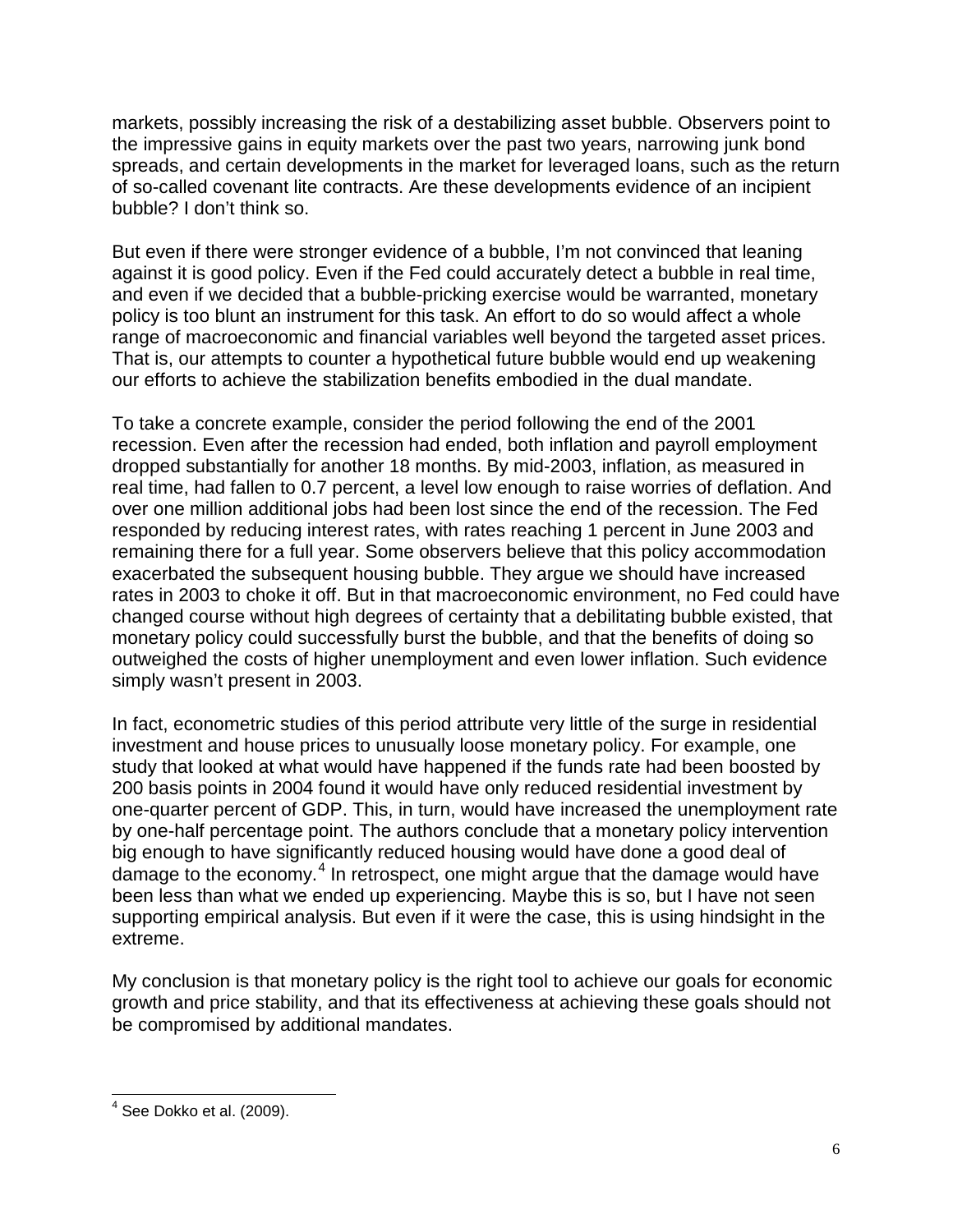markets, possibly increasing the risk of a destabilizing asset bubble. Observers point to the impressive gains in equity markets over the past two years, narrowing junk bond spreads, and certain developments in the market for leveraged loans, such as the return of so-called covenant lite contracts. Are these developments evidence of an incipient bubble? I don't think so.

But even if there were stronger evidence of a bubble, I'm not convinced that leaning against it is good policy. Even if the Fed could accurately detect a bubble in real time, and even if we decided that a bubble-pricking exercise would be warranted, monetary policy is too blunt an instrument for this task. An effort to do so would affect a whole range of macroeconomic and financial variables well beyond the targeted asset prices. That is, our attempts to counter a hypothetical future bubble would end up weakening our efforts to achieve the stabilization benefits embodied in the dual mandate.

To take a concrete example, consider the period following the end of the 2001 recession. Even after the recession had ended, both inflation and payroll employment dropped substantially for another 18 months. By mid-2003, inflation, as measured in real time, had fallen to 0.7 percent, a level low enough to raise worries of deflation. And over one million additional jobs had been lost since the end of the recession. The Fed responded by reducing interest rates, with rates reaching 1 percent in June 2003 and remaining there for a full year. Some observers believe that this policy accommodation exacerbated the subsequent housing bubble. They argue we should have increased rates in 2003 to choke it off. But in that macroeconomic environment, no Fed could have changed course without high degrees of certainty that a debilitating bubble existed, that monetary policy could successfully burst the bubble, and that the benefits of doing so outweighed the costs of higher unemployment and even lower inflation. Such evidence simply wasn't present in 2003.

In fact, econometric studies of this period attribute very little of the surge in residential investment and house prices to unusually loose monetary policy. For example, one study that looked at what would have happened if the funds rate had been boosted by 200 basis points in 2004 found it would have only reduced residential investment by one-quarter percent of GDP. This, in turn, would have increased the unemployment rate by one-half percentage point. The authors conclude that a monetary policy intervention big enough to have significantly reduced housing would have done a good deal of damage to the economy.[4] In retrospect, one might argue that the damage would have been less than what we ended up experiencing. Maybe this is so, but I have not seen supporting empirical analysis. But even if it were the case, this is using hindsight in the extreme.

My conclusion is that monetary policy is the right tool to achieve our goals for economic growth and price stability, and that its effectiveness at achieving these goals should not be compromised by additional mandates.

---

[4] See Dokko et al. (2009).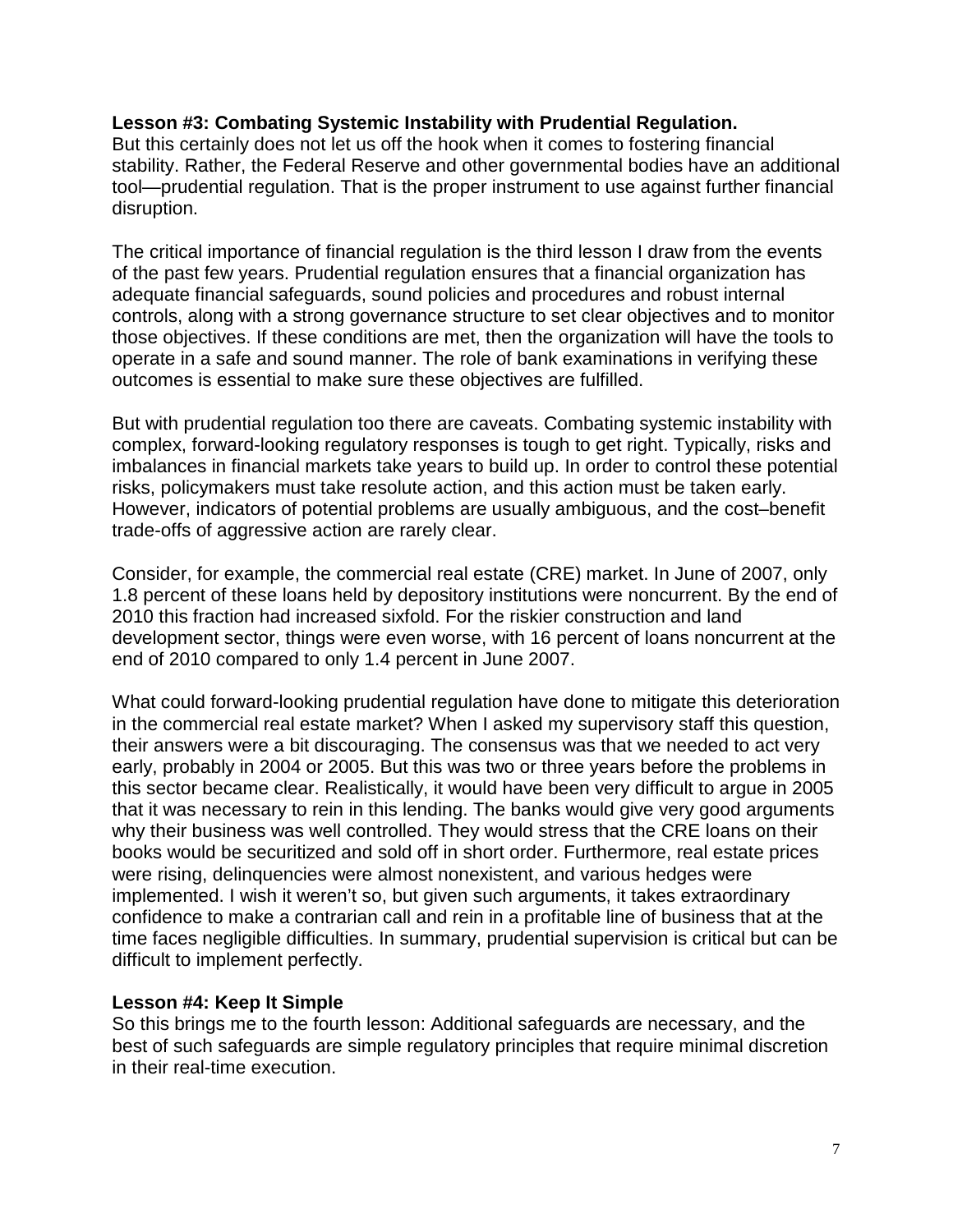**Lesson #3: Combating Systemic Instability with Prudential Regulation.**
But this certainly does not let us off the hook when it comes to fostering financial stability. Rather, the Federal Reserve and other governmental bodies have an additional tool—prudential regulation. That is the proper instrument to use against further financial disruption.

The critical importance of financial regulation is the third lesson I draw from the events of the past few years. Prudential regulation ensures that a financial organization has adequate financial safeguards, sound policies and procedures and robust internal controls, along with a strong governance structure to set clear objectives and to monitor those objectives. If these conditions are met, then the organization will have the tools to operate in a safe and sound manner. The role of bank examinations in verifying these outcomes is essential to make sure these objectives are fulfilled.

But with prudential regulation too there are caveats. Combating systemic instability with complex, forward-looking regulatory responses is tough to get right. Typically, risks and imbalances in financial markets take years to build up. In order to control these potential risks, policymakers must take resolute action, and this action must be taken early. However, indicators of potential problems are usually ambiguous, and the cost–benefit trade-offs of aggressive action are rarely clear.

Consider, for example, the commercial real estate (CRE) market. In June of 2007, only 1.8 percent of these loans held by depository institutions were noncurrent. By the end of 2010 this fraction had increased sixfold. For the riskier construction and land development sector, things were even worse, with 16 percent of loans noncurrent at the end of 2010 compared to only 1.4 percent in June 2007.

What could forward-looking prudential regulation have done to mitigate this deterioration in the commercial real estate market? When I asked my supervisory staff this question, their answers were a bit discouraging. The consensus was that we needed to act very early, probably in 2004 or 2005. But this was two or three years before the problems in this sector became clear. Realistically, it would have been very difficult to argue in 2005 that it was necessary to rein in this lending. The banks would give very good arguments why their business was well controlled. They would stress that the CRE loans on their books would be securitized and sold off in short order. Furthermore, real estate prices were rising, delinquencies were almost nonexistent, and various hedges were implemented. I wish it weren't so, but given such arguments, it takes extraordinary confidence to make a contrarian call and rein in a profitable line of business that at the time faces negligible difficulties. In summary, prudential supervision is critical but can be difficult to implement perfectly.

**Lesson #4: Keep It Simple**
So this brings me to the fourth lesson: Additional safeguards are necessary, and the best of such safeguards are simple regulatory principles that require minimal discretion in their real-time execution.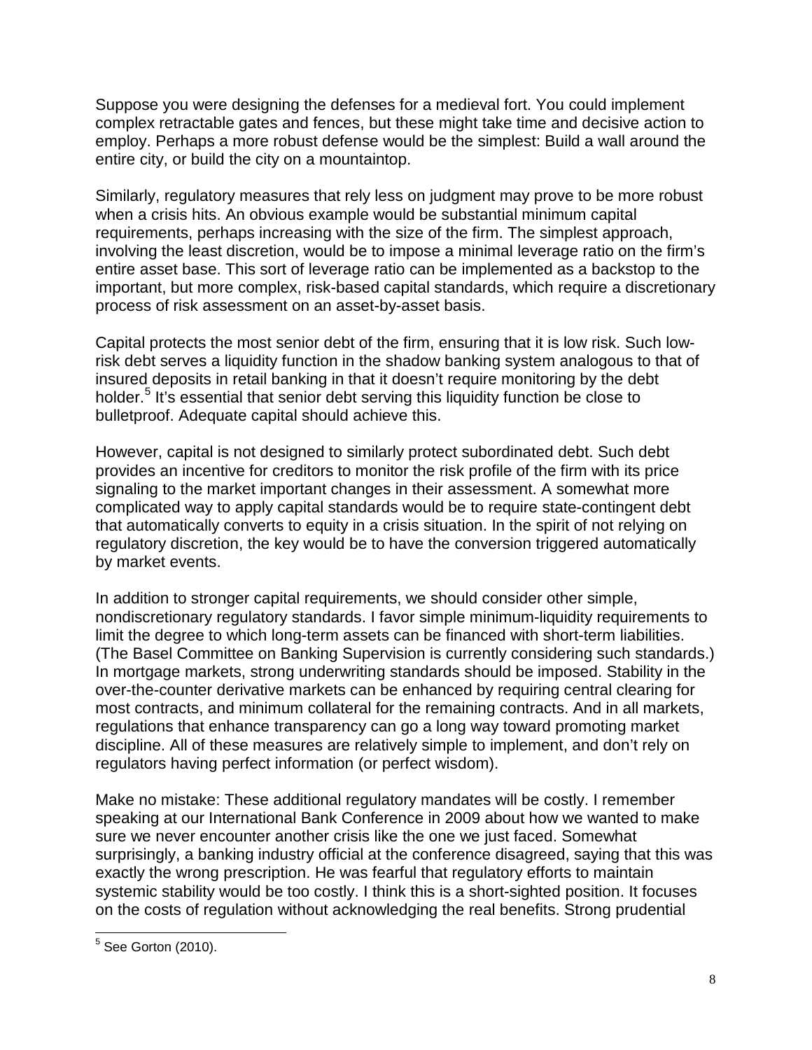Suppose you were designing the defenses for a medieval fort. You could implement complex retractable gates and fences, but these might take time and decisive action to employ. Perhaps a more robust defense would be the simplest: Build a wall around the entire city, or build the city on a mountaintop.

Similarly, regulatory measures that rely less on judgment may prove to be more robust when a crisis hits. An obvious example would be substantial minimum capital requirements, perhaps increasing with the size of the firm. The simplest approach, involving the least discretion, would be to impose a minimal leverage ratio on the firm's entire asset base. This sort of leverage ratio can be implemented as a backstop to the important, but more complex, risk-based capital standards, which require a discretionary process of risk assessment on an asset-by-asset basis.

Capital protects the most senior debt of the firm, ensuring that it is low risk. Such low-risk debt serves a liquidity function in the shadow banking system analogous to that of insured deposits in retail banking in that it doesn't require monitoring by the debt holder.[5] It's essential that senior debt serving this liquidity function be close to bulletproof. Adequate capital should achieve this.

However, capital is not designed to similarly protect subordinated debt. Such debt provides an incentive for creditors to monitor the risk profile of the firm with its price signaling to the market important changes in their assessment. A somewhat more complicated way to apply capital standards would be to require state-contingent debt that automatically converts to equity in a crisis situation. In the spirit of not relying on regulatory discretion, the key would be to have the conversion triggered automatically by market events.

In addition to stronger capital requirements, we should consider other simple, nondiscretionary regulatory standards. I favor simple minimum-liquidity requirements to limit the degree to which long-term assets can be financed with short-term liabilities. (The Basel Committee on Banking Supervision is currently considering such standards.) In mortgage markets, strong underwriting standards should be imposed. Stability in the over-the-counter derivative markets can be enhanced by requiring central clearing for most contracts, and minimum collateral for the remaining contracts. And in all markets, regulations that enhance transparency can go a long way toward promoting market discipline. All of these measures are relatively simple to implement, and don't rely on regulators having perfect information (or perfect wisdom).

Make no mistake: These additional regulatory mandates will be costly. I remember speaking at our International Bank Conference in 2009 about how we wanted to make sure we never encounter another crisis like the one we just faced. Somewhat surprisingly, a banking industry official at the conference disagreed, saying that this was exactly the wrong prescription. He was fearful that regulatory efforts to maintain systemic stability would be too costly. I think this is a short-sighted position. It focuses on the costs of regulation without acknowledging the real benefits. Strong prudential

[5] See Gorton (2010).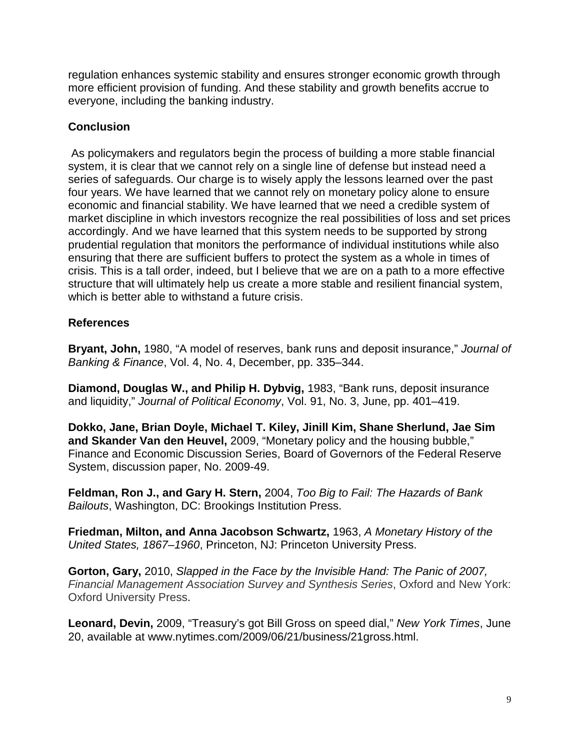regulation enhances systemic stability and ensures stronger economic growth through more efficient provision of funding. And these stability and growth benefits accrue to everyone, including the banking industry.

## Conclusion

As policymakers and regulators begin the process of building a more stable financial system, it is clear that we cannot rely on a single line of defense but instead need a series of safeguards. Our charge is to wisely apply the lessons learned over the past four years. We have learned that we cannot rely on monetary policy alone to ensure economic and financial stability. We have learned that we need a credible system of market discipline in which investors recognize the real possibilities of loss and set prices accordingly. And we have learned that this system needs to be supported by strong prudential regulation that monitors the performance of individual institutions while also ensuring that there are sufficient buffers to protect the system as a whole in times of crisis. This is a tall order, indeed, but I believe that we are on a path to a more effective structure that will ultimately help us create a more stable and resilient financial system, which is better able to withstand a future crisis.

## References

**Bryant, John,** 1980, "A model of reserves, bank runs and deposit insurance," *Journal of Banking & Finance*, Vol. 4, No. 4, December, pp. 335–344.

**Diamond, Douglas W., and Philip H. Dybvig,** 1983, "Bank runs, deposit insurance and liquidity," *Journal of Political Economy*, Vol. 91, No. 3, June, pp. 401–419.

**Dokko, Jane, Brian Doyle, Michael T. Kiley, Jinill Kim, Shane Sherlund, Jae Sim and Skander Van den Heuvel,** 2009, "Monetary policy and the housing bubble," Finance and Economic Discussion Series, Board of Governors of the Federal Reserve System, discussion paper, No. 2009-49.

**Feldman, Ron J., and Gary H. Stern,** 2004, *Too Big to Fail: The Hazards of Bank Bailouts*, Washington, DC: Brookings Institution Press.

**Friedman, Milton, and Anna Jacobson Schwartz,** 1963, *A Monetary History of the United States, 1867–1960*, Princeton, NJ: Princeton University Press.

**Gorton, Gary,** 2010, *Slapped in the Face by the Invisible Hand: The Panic of 2007, Financial Management Association Survey and Synthesis Series*, Oxford and New York: Oxford University Press.

**Leonard, Devin,** 2009, "Treasury's got Bill Gross on speed dial," *New York Times*, June 20, available at www.nytimes.com/2009/06/21/business/21gross.html.